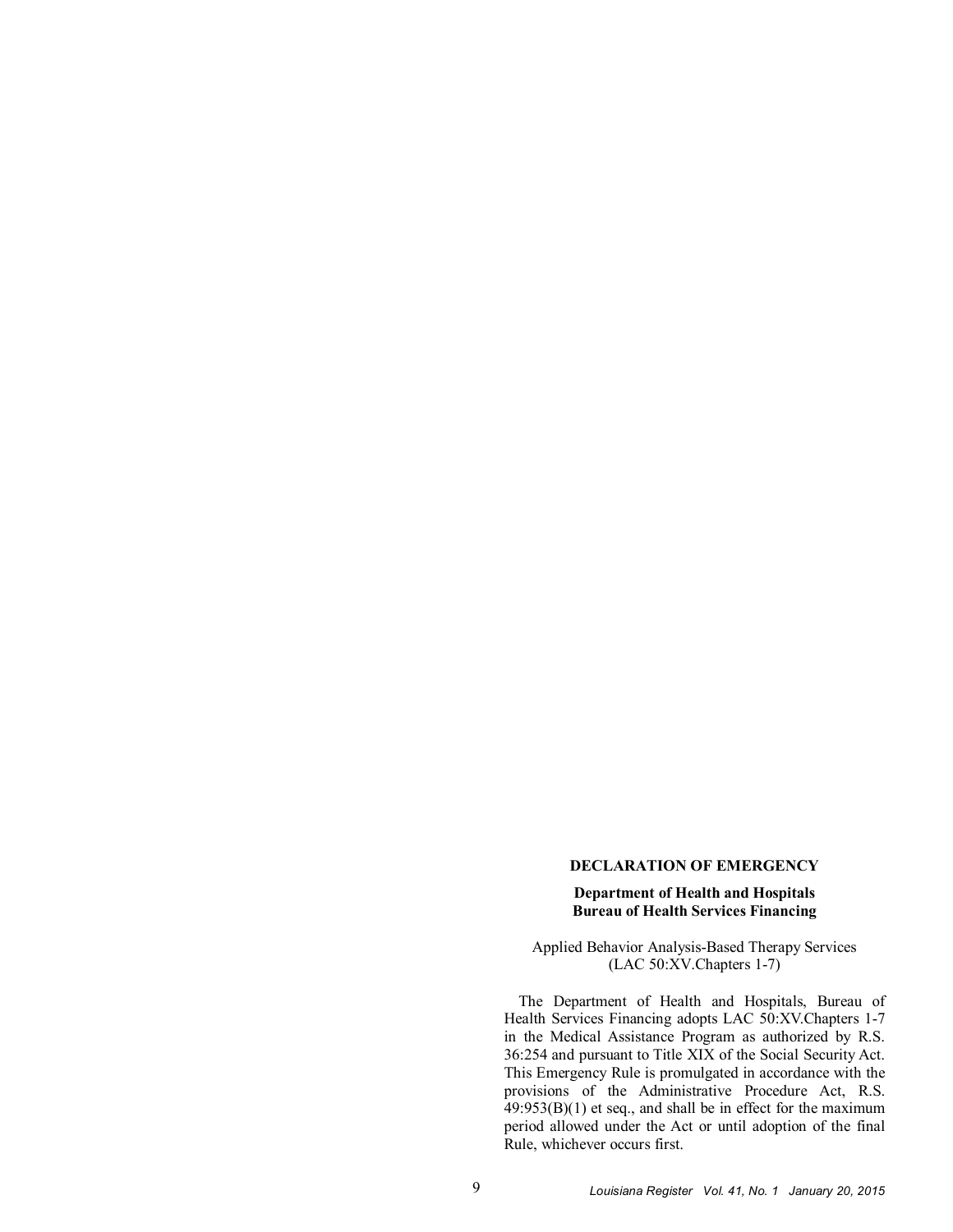## DECLARATION OF EMERGENCY

**Department of Health and Hospitals**
**Bureau of Health Services Financing**

Applied Behavior Analysis-Based Therapy Services
(LAC 50:XV.Chapters 1-7)

The Department of Health and Hospitals, Bureau of Health Services Financing adopts LAC 50:XV.Chapters 1-7 in the Medical Assistance Program as authorized by R.S. 36:254 and pursuant to Title XIX of the Social Security Act. This Emergency Rule is promulgated in accordance with the provisions of the Administrative Procedure Act, R.S. 49:953(B)(1) et seq., and shall be in effect for the maximum period allowed under the Act or until adoption of the final Rule, whichever occurs first.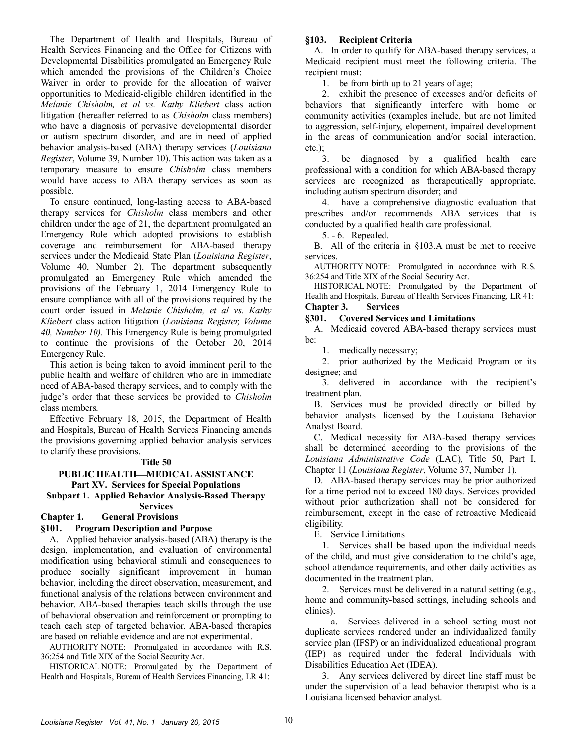The Department of Health and Hospitals, Bureau of Health Services Financing and the Office for Citizens with Developmental Disabilities promulgated an Emergency Rule which amended the provisions of the Children's Choice Waiver in order to provide for the allocation of waiver opportunities to Medicaid-eligible children identified in the *Melanie Chisholm, et al vs. Kathy Kliebert* class action litigation (hereafter referred to as *Chisholm* class members) who have a diagnosis of pervasive developmental disorder or autism spectrum disorder, and are in need of applied behavior analysis-based (ABA) therapy services (*Louisiana Register*, Volume 39, Number 10). This action was taken as a temporary measure to ensure *Chisholm* class members would have access to ABA therapy services as soon as possible.

To ensure continued, long-lasting access to ABA-based therapy services for *Chisholm* class members and other children under the age of 21, the department promulgated an Emergency Rule which adopted provisions to establish coverage and reimbursement for ABA-based therapy services under the Medicaid State Plan (*Louisiana Register*, Volume 40, Number 2). The department subsequently promulgated an Emergency Rule which amended the provisions of the February 1, 2014 Emergency Rule to ensure compliance with all of the provisions required by the court order issued in *Melanie Chisholm, et al vs. Kathy Kliebert* class action litigation (*Louisiana Register, Volume 40, Number 10).* This Emergency Rule is being promulgated to continue the provisions of the October 20, 2014 Emergency Rule.

This action is being taken to avoid imminent peril to the public health and welfare of children who are in immediate need of ABA-based therapy services, and to comply with the judge's order that these services be provided to *Chisholm* class members.

Effective February 18, 2015, the Department of Health and Hospitals, Bureau of Health Services Financing amends the provisions governing applied behavior analysis services to clarify these provisions.

**Title 50**

**PUBLIC HEALTH—MEDICAL ASSISTANCE**

**Part XV. Services for Special Populations**

**Subpart 1. Applied Behavior Analysis-Based Therapy Services**

**Chapter 1. General Provisions**

**§101. Program Description and Purpose**

A. Applied behavior analysis-based (ABA) therapy is the design, implementation, and evaluation of environmental modification using behavioral stimuli and consequences to produce socially significant improvement in human behavior, including the direct observation, measurement, and functional analysis of the relations between environment and behavior. ABA-based therapies teach skills through the use of behavioral observation and reinforcement or prompting to teach each step of targeted behavior. ABA-based therapies are based on reliable evidence and are not experimental.

AUTHORITY NOTE: Promulgated in accordance with R.S. 36:254 and Title XIX of the Social Security Act.

HISTORICAL NOTE: Promulgated by the Department of Health and Hospitals, Bureau of Health Services Financing, LR 41:

**§103. Recipient Criteria**

A. In order to qualify for ABA-based therapy services, a Medicaid recipient must meet the following criteria. The recipient must:

1. be from birth up to 21 years of age;

2. exhibit the presence of excesses and/or deficits of behaviors that significantly interfere with home or community activities (examples include, but are not limited to aggression, self-injury, elopement, impaired development in the areas of communication and/or social interaction, etc.);

3. be diagnosed by a qualified health care professional with a condition for which ABA-based therapy services are recognized as therapeutically appropriate, including autism spectrum disorder; and

4. have a comprehensive diagnostic evaluation that prescribes and/or recommends ABA services that is conducted by a qualified health care professional.

5. - 6. Repealed.

B. All of the criteria in §103.A must be met to receive services.

AUTHORITY NOTE: Promulgated in accordance with R.S. 36:254 and Title XIX of the Social Security Act.

HISTORICAL NOTE: Promulgated by the Department of Health and Hospitals, Bureau of Health Services Financing, LR 41:

**Chapter 3. Services**

**§301. Covered Services and Limitations**

A. Medicaid covered ABA-based therapy services must be:

1. medically necessary;

2. prior authorized by the Medicaid Program or its designee; and

3. delivered in accordance with the recipient's treatment plan.

B. Services must be provided directly or billed by behavior analysts licensed by the Louisiana Behavior Analyst Board.

C. Medical necessity for ABA-based therapy services shall be determined according to the provisions of the *Louisiana Administrative Code* (LAC)*,* Title 50, Part I, Chapter 11 (*Louisiana Register*, Volume 37, Number 1).

D. ABA-based therapy services may be prior authorized for a time period not to exceed 180 days. Services provided without prior authorization shall not be considered for reimbursement, except in the case of retroactive Medicaid eligibility.

E. Service Limitations

1. Services shall be based upon the individual needs of the child, and must give consideration to the child's age, school attendance requirements, and other daily activities as documented in the treatment plan.

2. Services must be delivered in a natural setting (e.g., home and community-based settings, including schools and clinics).

a. Services delivered in a school setting must not duplicate services rendered under an individualized family service plan (IFSP) or an individualized educational program (IEP) as required under the federal Individuals with Disabilities Education Act (IDEA).

3. Any services delivered by direct line staff must be under the supervision of a lead behavior therapist who is a Louisiana licensed behavior analyst.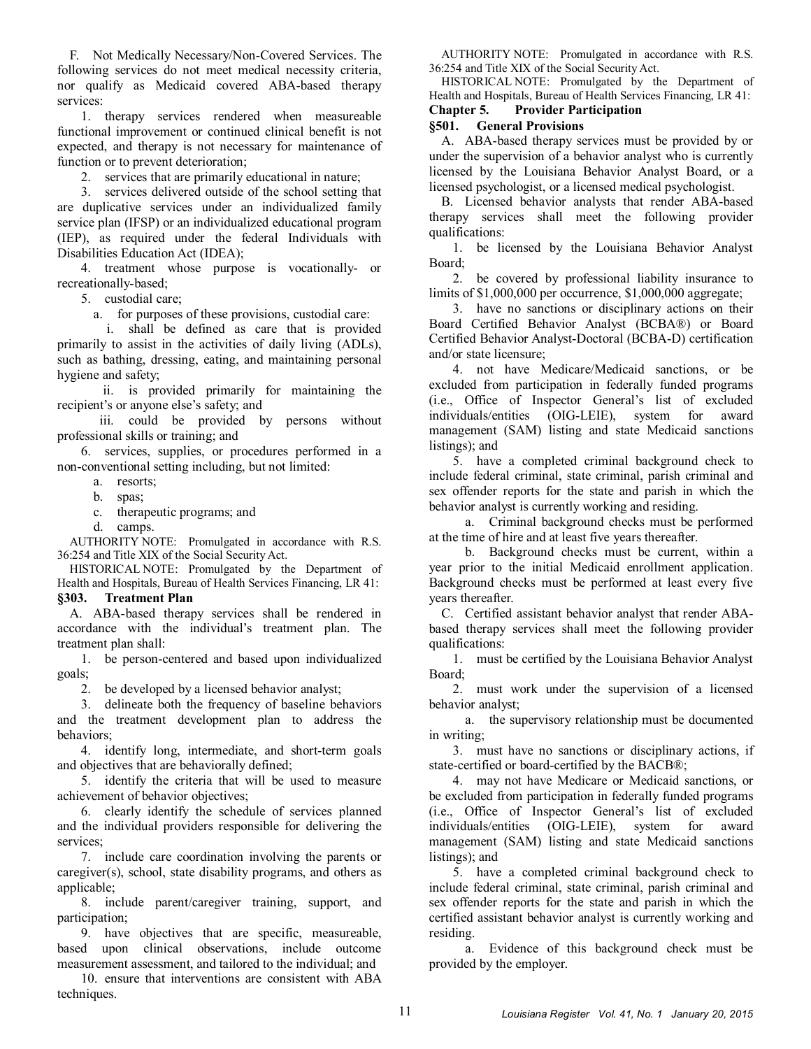F. Not Medically Necessary/Non-Covered Services. The following services do not meet medical necessity criteria, nor qualify as Medicaid covered ABA-based therapy services:

1. therapy services rendered when measureable functional improvement or continued clinical benefit is not expected, and therapy is not necessary for maintenance of function or to prevent deterioration;

2. services that are primarily educational in nature;

3. services delivered outside of the school setting that are duplicative services under an individualized family service plan (IFSP) or an individualized educational program (IEP), as required under the federal Individuals with Disabilities Education Act (IDEA);

4. treatment whose purpose is vocationally- or recreationally-based;

5. custodial care;

a. for purposes of these provisions, custodial care:

i. shall be defined as care that is provided primarily to assist in the activities of daily living (ADLs), such as bathing, dressing, eating, and maintaining personal hygiene and safety;

ii. is provided primarily for maintaining the recipient's or anyone else's safety; and

iii. could be provided by persons without professional skills or training; and

6. services, supplies, or procedures performed in a non-conventional setting including, but not limited:

a. resorts;

b. spas;

c. therapeutic programs; and

d. camps.

AUTHORITY NOTE: Promulgated in accordance with R.S. 36:254 and Title XIX of the Social Security Act.

HISTORICAL NOTE: Promulgated by the Department of Health and Hospitals, Bureau of Health Services Financing, LR 41:

### §303. Treatment Plan

A. ABA-based therapy services shall be rendered in accordance with the individual's treatment plan. The treatment plan shall:

1. be person-centered and based upon individualized goals;

2. be developed by a licensed behavior analyst;

3. delineate both the frequency of baseline behaviors and the treatment development plan to address the behaviors;

4. identify long, intermediate, and short-term goals and objectives that are behaviorally defined;

5. identify the criteria that will be used to measure achievement of behavior objectives;

6. clearly identify the schedule of services planned and the individual providers responsible for delivering the services;

7. include care coordination involving the parents or caregiver(s), school, state disability programs, and others as applicable;

8. include parent/caregiver training, support, and participation;

9. have objectives that are specific, measureable, based upon clinical observations, include outcome measurement assessment, and tailored to the individual; and

10. ensure that interventions are consistent with ABA techniques.

AUTHORITY NOTE: Promulgated in accordance with R.S. 36:254 and Title XIX of the Social Security Act.

HISTORICAL NOTE: Promulgated by the Department of Health and Hospitals, Bureau of Health Services Financing, LR 41:

## Chapter 5. Provider Participation

### §501. General Provisions

A. ABA-based therapy services must be provided by or under the supervision of a behavior analyst who is currently licensed by the Louisiana Behavior Analyst Board, or a licensed psychologist, or a licensed medical psychologist.

B. Licensed behavior analysts that render ABA-based therapy services shall meet the following provider qualifications:

1. be licensed by the Louisiana Behavior Analyst Board;

2. be covered by professional liability insurance to limits of $1,000,000 per occurrence, $1,000,000 aggregate;

3. have no sanctions or disciplinary actions on their Board Certified Behavior Analyst (BCBA®) or Board Certified Behavior Analyst-Doctoral (BCBA-D) certification and/or state licensure;

4. not have Medicare/Medicaid sanctions, or be excluded from participation in federally funded programs (i.e., Office of Inspector General's list of excluded individuals/entities (OIG-LEIE), system for award management (SAM) listing and state Medicaid sanctions listings); and

5. have a completed criminal background check to include federal criminal, state criminal, parish criminal and sex offender reports for the state and parish in which the behavior analyst is currently working and residing.

a. Criminal background checks must be performed at the time of hire and at least five years thereafter.

b. Background checks must be current, within a year prior to the initial Medicaid enrollment application. Background checks must be performed at least every five years thereafter.

C. Certified assistant behavior analyst that render ABA-based therapy services shall meet the following provider qualifications:

1. must be certified by the Louisiana Behavior Analyst Board;

2. must work under the supervision of a licensed behavior analyst;

a. the supervisory relationship must be documented in writing;

3. must have no sanctions or disciplinary actions, if state-certified or board-certified by the BACB®;

4. may not have Medicare or Medicaid sanctions, or be excluded from participation in federally funded programs (i.e., Office of Inspector General's list of excluded individuals/entities (OIG-LEIE), system for award management (SAM) listing and state Medicaid sanctions listings); and

5. have a completed criminal background check to include federal criminal, state criminal, parish criminal and sex offender reports for the state and parish in which the certified assistant behavior analyst is currently working and residing.

a. Evidence of this background check must be provided by the employer.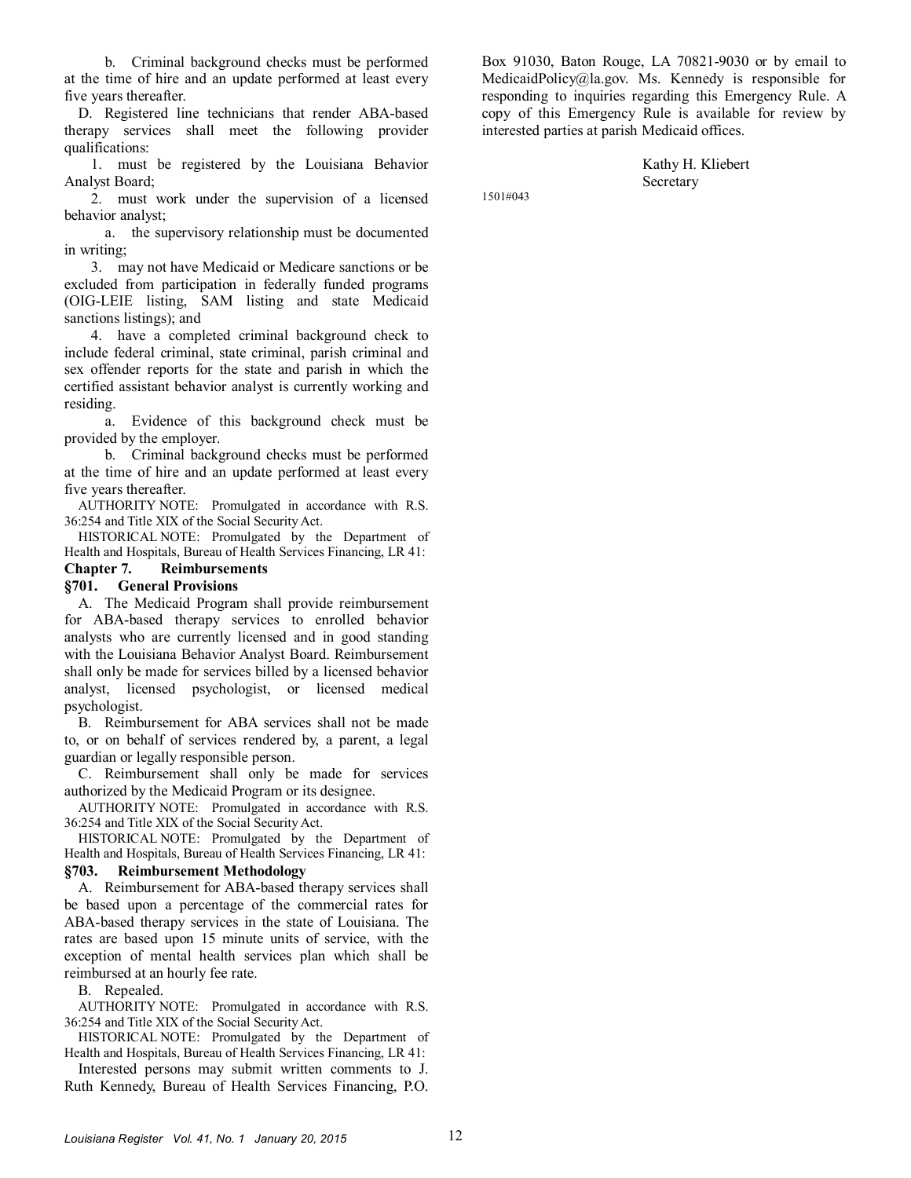b. Criminal background checks must be performed at the time of hire and an update performed at least every five years thereafter.

D. Registered line technicians that render ABA-based therapy services shall meet the following provider qualifications:

1. must be registered by the Louisiana Behavior Analyst Board;

2. must work under the supervision of a licensed behavior analyst;

a. the supervisory relationship must be documented in writing;

3. may not have Medicaid or Medicare sanctions or be excluded from participation in federally funded programs (OIG-LEIE listing, SAM listing and state Medicaid sanctions listings); and

4. have a completed criminal background check to include federal criminal, state criminal, parish criminal and sex offender reports for the state and parish in which the certified assistant behavior analyst is currently working and residing.

a. Evidence of this background check must be provided by the employer.

b. Criminal background checks must be performed at the time of hire and an update performed at least every five years thereafter.

AUTHORITY NOTE: Promulgated in accordance with R.S. 36:254 and Title XIX of the Social Security Act.

HISTORICAL NOTE: Promulgated by the Department of Health and Hospitals, Bureau of Health Services Financing, LR 41:

### Chapter 7. Reimbursements

### §701. General Provisions

A. The Medicaid Program shall provide reimbursement for ABA-based therapy services to enrolled behavior analysts who are currently licensed and in good standing with the Louisiana Behavior Analyst Board. Reimbursement shall only be made for services billed by a licensed behavior analyst, licensed psychologist, or licensed medical psychologist.

B. Reimbursement for ABA services shall not be made to, or on behalf of services rendered by, a parent, a legal guardian or legally responsible person.

C. Reimbursement shall only be made for services authorized by the Medicaid Program or its designee.

AUTHORITY NOTE: Promulgated in accordance with R.S. 36:254 and Title XIX of the Social Security Act.

HISTORICAL NOTE: Promulgated by the Department of Health and Hospitals, Bureau of Health Services Financing, LR 41:

### §703. Reimbursement Methodology

A. Reimbursement for ABA-based therapy services shall be based upon a percentage of the commercial rates for ABA-based therapy services in the state of Louisiana. The rates are based upon 15 minute units of service, with the exception of mental health services plan which shall be reimbursed at an hourly fee rate.

B. Repealed.

AUTHORITY NOTE: Promulgated in accordance with R.S. 36:254 and Title XIX of the Social Security Act.

HISTORICAL NOTE: Promulgated by the Department of Health and Hospitals, Bureau of Health Services Financing, LR 41:

Interested persons may submit written comments to J. Ruth Kennedy, Bureau of Health Services Financing, P.O. Box 91030, Baton Rouge, LA 70821-9030 or by email to MedicaidPolicy@la.gov. Ms. Kennedy is responsible for responding to inquiries regarding this Emergency Rule. A copy of this Emergency Rule is available for review by interested parties at parish Medicaid offices.

Kathy H. Kliebert
Secretary

1501#043